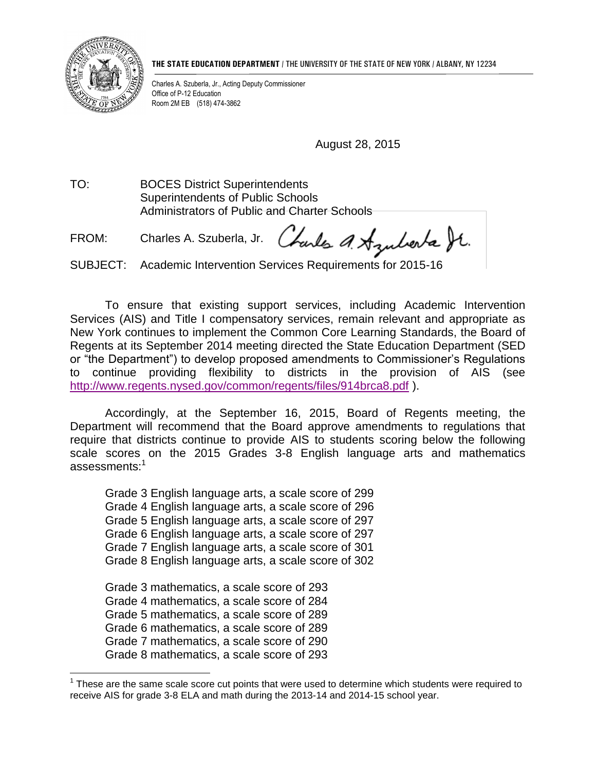**THE STATE EDUCATION DEPARTMENT** / THE UNIVERSITY OF THE STATE OF NEW YORK / ALBANY, NY 12234

Charles A. Szuberla, Jr., Acting Deputy Commissioner
Office of P-12 Education
Room 2M EB (518) 474-3862

August 28, 2015

TO: BOCES District Superintendents
Superintendents of Public Schools
Administrators of Public and Charter Schools

FROM: Charles A. Szuberla, Jr.

SUBJECT: Academic Intervention Services Requirements for 2015-16

To ensure that existing support services, including Academic Intervention Services (AIS) and Title I compensatory services, remain relevant and appropriate as New York continues to implement the Common Core Learning Standards, the Board of Regents at its September 2014 meeting directed the State Education Department (SED or "the Department") to develop proposed amendments to Commissioner's Regulations to continue providing flexibility to districts in the provision of AIS (see http://www.regents.nysed.gov/common/regents/files/914brca8.pdf ).

Accordingly, at the September 16, 2015, Board of Regents meeting, the Department will recommend that the Board approve amendments to regulations that require that districts continue to provide AIS to students scoring below the following scale scores on the 2015 Grades 3-8 English language arts and mathematics assessments:[1]

Grade 3 English language arts, a scale score of 299
Grade 4 English language arts, a scale score of 296
Grade 5 English language arts, a scale score of 297
Grade 6 English language arts, a scale score of 297
Grade 7 English language arts, a scale score of 301
Grade 8 English language arts, a scale score of 302

Grade 3 mathematics, a scale score of 293
Grade 4 mathematics, a scale score of 284
Grade 5 mathematics, a scale score of 289
Grade 6 mathematics, a scale score of 289
Grade 7 mathematics, a scale score of 290
Grade 8 mathematics, a scale score of 293

[1] These are the same scale score cut points that were used to determine which students were required to receive AIS for grade 3-8 ELA and math during the 2013-14 and 2014-15 school year.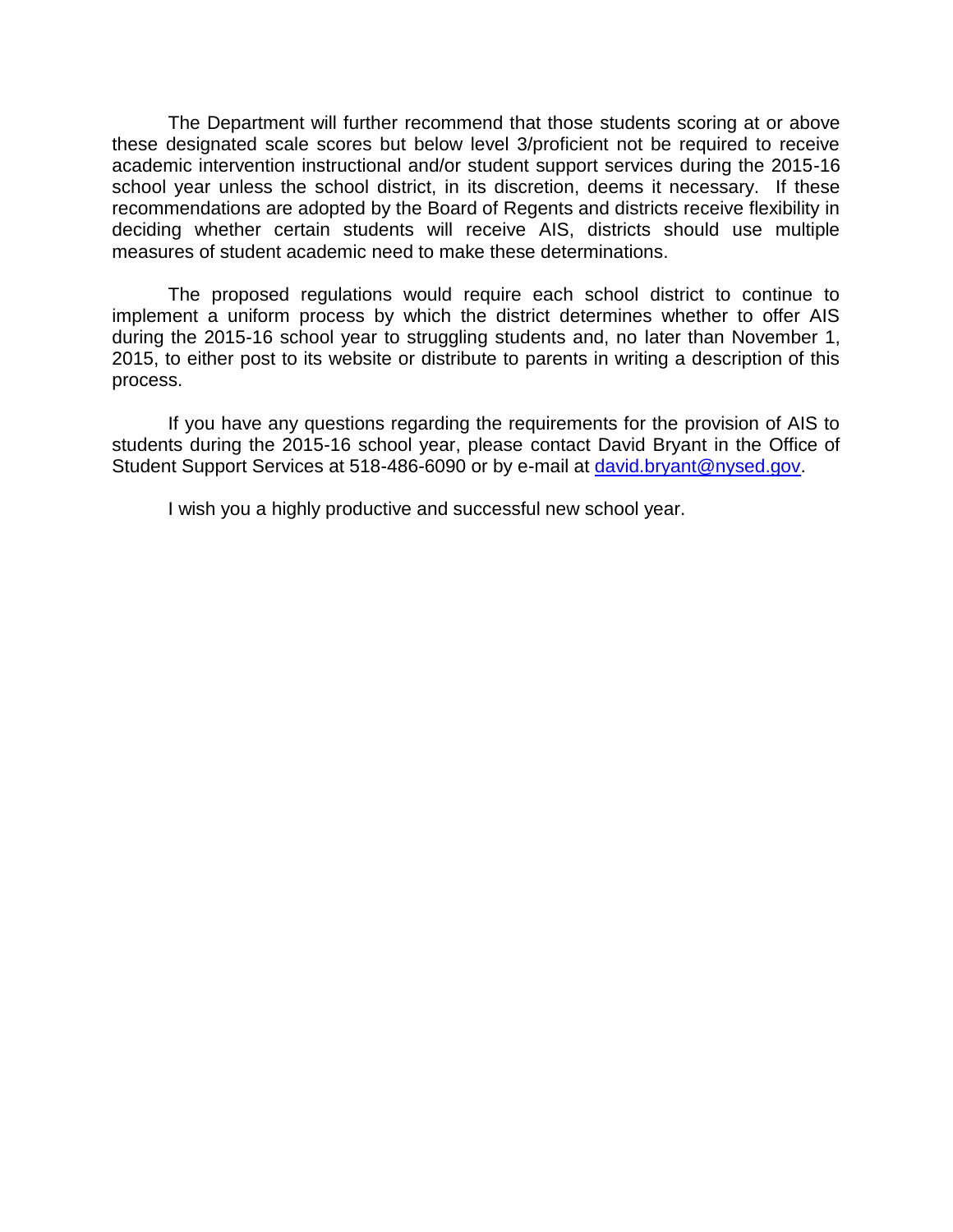The Department will further recommend that those students scoring at or above these designated scale scores but below level 3/proficient not be required to receive academic intervention instructional and/or student support services during the 2015-16 school year unless the school district, in its discretion, deems it necessary. If these recommendations are adopted by the Board of Regents and districts receive flexibility in deciding whether certain students will receive AIS, districts should use multiple measures of student academic need to make these determinations.

The proposed regulations would require each school district to continue to implement a uniform process by which the district determines whether to offer AIS during the 2015-16 school year to struggling students and, no later than November 1, 2015, to either post to its website or distribute to parents in writing a description of this process.

If you have any questions regarding the requirements for the provision of AIS to students during the 2015-16 school year, please contact David Bryant in the Office of Student Support Services at 518-486-6090 or by e-mail at [david.bryant@nysed.gov](mailto:david.bryant@nysed.gov).

I wish you a highly productive and successful new school year.